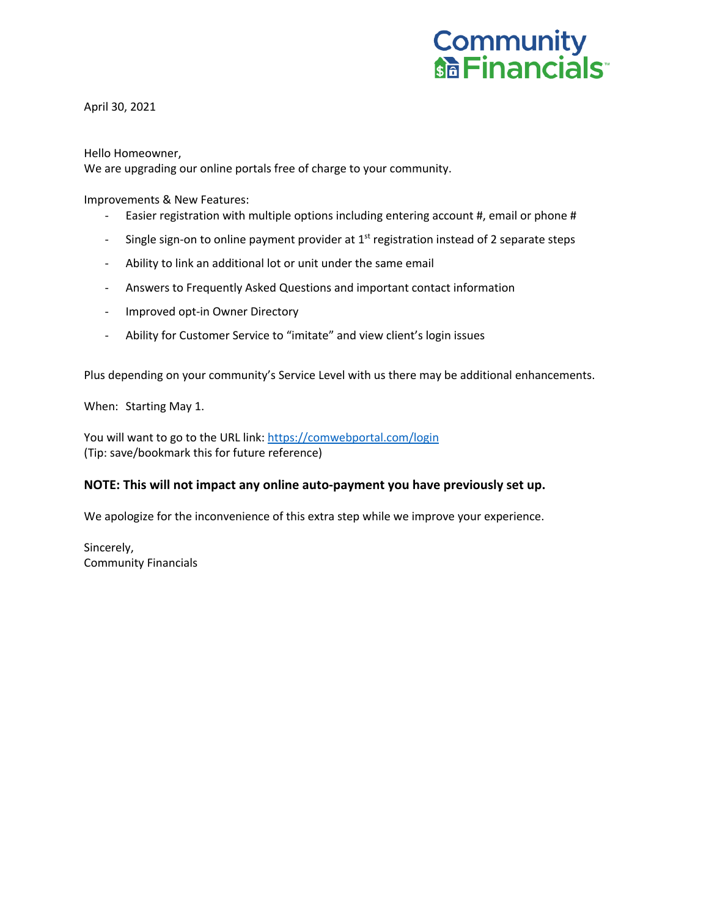Community Financials™

April 30, 2021

Hello Homeowner,
We are upgrading our online portals free of charge to your community.

Improvements & New Features:

- Easier registration with multiple options including entering account #, email or phone #
- Single sign-on to online payment provider at 1st registration instead of 2 separate steps
- Ability to link an additional lot or unit under the same email
- Answers to Frequently Asked Questions and important contact information
- Improved opt-in Owner Directory
- Ability for Customer Service to “imitate” and view client’s login issues

Plus depending on your community’s Service Level with us there may be additional enhancements.

When: Starting May 1.

You will want to go to the URL link: [https://comwebportal.com/login](https://comwebportal.com/login)
(Tip: save/bookmark this for future reference)

**NOTE: This will not impact any online auto-payment you have previously set up.**

We apologize for the inconvenience of this extra step while we improve your experience.

Sincerely,
Community Financials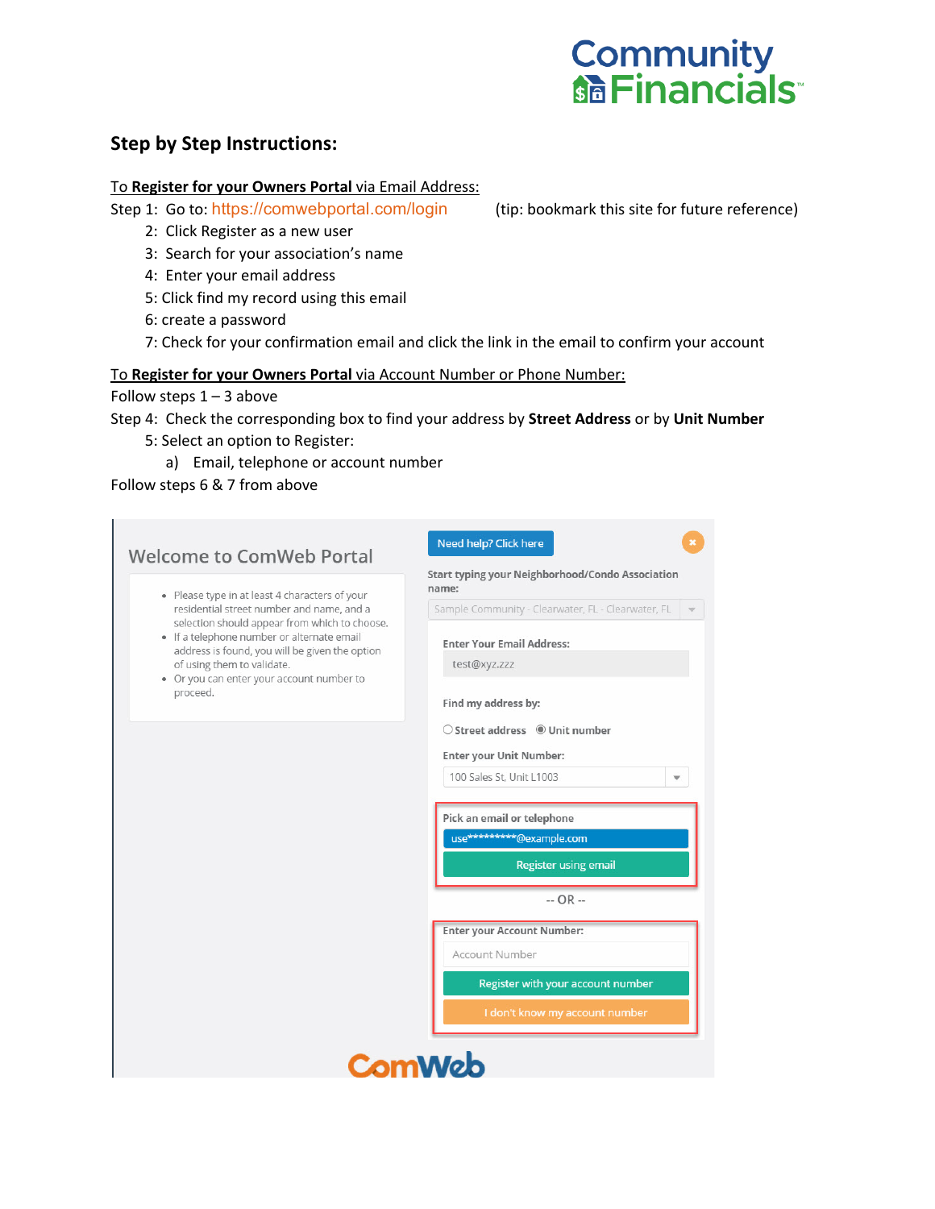Community Financials™

## Step by Step Instructions:

To **Register for your Owners Portal** via Email Address:

Step 1: Go to: https://comwebportal.com/login (tip: bookmark this site for future reference)

2: Click Register as a new user

3: Search for your association's name

4: Enter your email address

5: Click find my record using this email

6: create a password

7: Check for your confirmation email and click the link in the email to confirm your account

To **Register for your Owners Portal** via Account Number or Phone Number:

Follow steps 1 – 3 above

Step 4: Check the corresponding box to find your address by **Street Address** or by **Unit Number**

5: Select an option to Register:

a) Email, telephone or account number

Follow steps 6 & 7 from above

Welcome to ComWeb Portal

- Please type in at least 4 characters of your residential street number and name, and a selection should appear from which to choose.
- If a telephone number or alternate email address is found, you will be given the option of using them to validate.
- Or you can enter your account number to proceed.

Need help? Click here

Start typing your Neighborhood/Condo Association name:

Sample Community - Clearwater, FL - Clearwater, FL

Enter Your Email Address:

test@xyz.zzz

Find my address by:

Street address Unit number

Enter your Unit Number:

100 Sales St, Unit L1003

Pick an email or telephone

use**********@example.com

Register using email

-- OR --

Enter your Account Number:

Account Number

Register with your account number

I don't know my account number

ComWeb